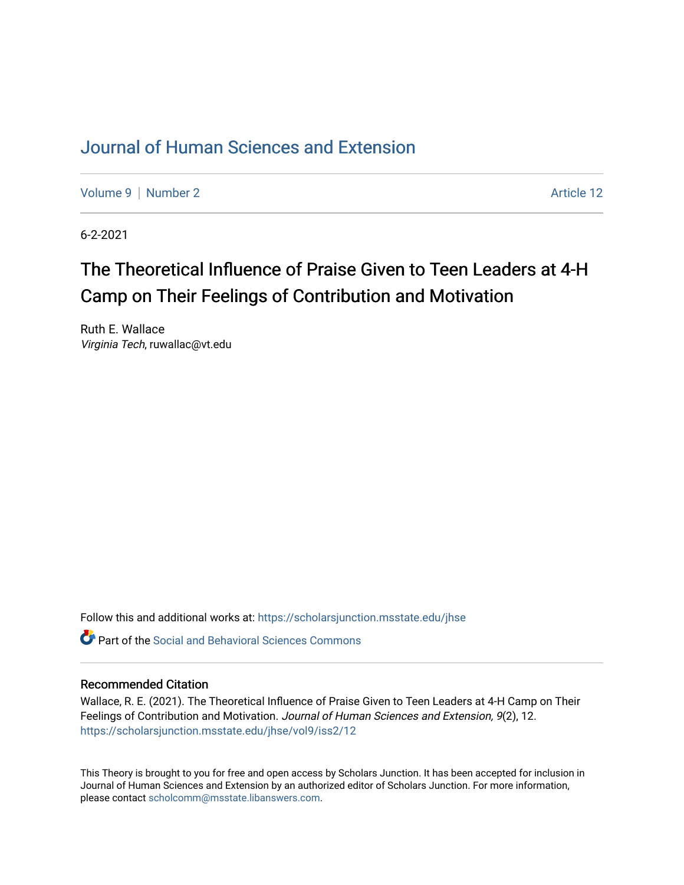# Journal of Human Sciences and Extension

Volume 9 | Number 2 Article 12

6-2-2021

## The Theoretical Influence of Praise Given to Teen Leaders at 4-H Camp on Their Feelings of Contribution and Motivation

Ruth E. Wallace
*Virginia Tech*, ruwallac@vt.edu

Follow this and additional works at: https://scholarsjunction.msstate.edu/jhse

Part of the Social and Behavioral Sciences Commons

### Recommended Citation

Wallace, R. E. (2021). The Theoretical Influence of Praise Given to Teen Leaders at 4-H Camp on Their Feelings of Contribution and Motivation. *Journal of Human Sciences and Extension, 9*(2), 12. https://scholarsjunction.msstate.edu/jhse/vol9/iss2/12

This Theory is brought to you for free and open access by Scholars Junction. It has been accepted for inclusion in Journal of Human Sciences and Extension by an authorized editor of Scholars Junction. For more information, please contact scholcomm@msstate.libanswers.com.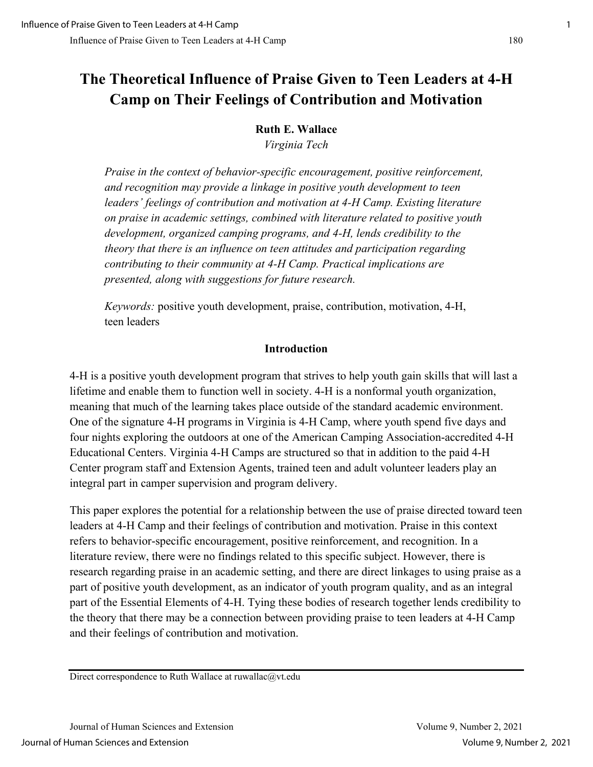# The Theoretical Influence of Praise Given to Teen Leaders at 4-H Camp on Their Feelings of Contribution and Motivation

**Ruth E. Wallace**
*Virginia Tech*

*Praise in the context of behavior-specific encouragement, positive reinforcement, and recognition may provide a linkage in positive youth development to teen leaders' feelings of contribution and motivation at 4-H Camp. Existing literature on praise in academic settings, combined with literature related to positive youth development, organized camping programs, and 4-H, lends credibility to the theory that there is an influence on teen attitudes and participation regarding contributing to their community at 4-H Camp. Practical implications are presented, along with suggestions for future research.*

*Keywords:* positive youth development, praise, contribution, motivation, 4-H, teen leaders

## Introduction

4-H is a positive youth development program that strives to help youth gain skills that will last a lifetime and enable them to function well in society. 4-H is a nonformal youth organization, meaning that much of the learning takes place outside of the standard academic environment. One of the signature 4-H programs in Virginia is 4-H Camp, where youth spend five days and four nights exploring the outdoors at one of the American Camping Association-accredited 4-H Educational Centers. Virginia 4-H Camps are structured so that in addition to the paid 4-H Center program staff and Extension Agents, trained teen and adult volunteer leaders play an integral part in camper supervision and program delivery.

This paper explores the potential for a relationship between the use of praise directed toward teen leaders at 4-H Camp and their feelings of contribution and motivation. Praise in this context refers to behavior-specific encouragement, positive reinforcement, and recognition. In a literature review, there were no findings related to this specific subject. However, there is research regarding praise in an academic setting, and there are direct linkages to using praise as a part of positive youth development, as an indicator of youth program quality, and as an integral part of the Essential Elements of 4-H. Tying these bodies of research together lends credibility to the theory that there may be a connection between providing praise to teen leaders at 4-H Camp and their feelings of contribution and motivation.

Direct correspondence to Ruth Wallace at ruwallac@vt.edu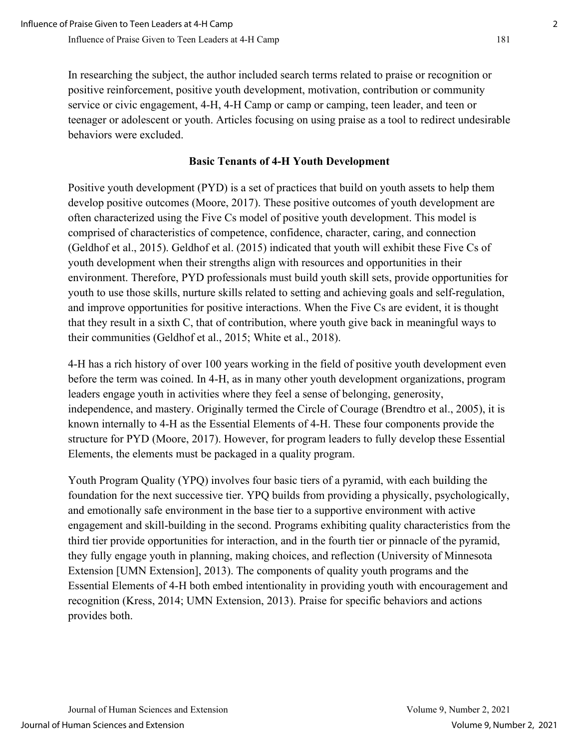In researching the subject, the author included search terms related to praise or recognition or positive reinforcement, positive youth development, motivation, contribution or community service or civic engagement, 4-H, 4-H Camp or camp or camping, teen leader, and teen or teenager or adolescent or youth. Articles focusing on using praise as a tool to redirect undesirable behaviors were excluded.

## Basic Tenants of 4-H Youth Development

Positive youth development (PYD) is a set of practices that build on youth assets to help them develop positive outcomes (Moore, 2017). These positive outcomes of youth development are often characterized using the Five Cs model of positive youth development. This model is comprised of characteristics of competence, confidence, character, caring, and connection (Geldhof et al., 2015). Geldhof et al. (2015) indicated that youth will exhibit these Five Cs of youth development when their strengths align with resources and opportunities in their environment. Therefore, PYD professionals must build youth skill sets, provide opportunities for youth to use those skills, nurture skills related to setting and achieving goals and self-regulation, and improve opportunities for positive interactions. When the Five Cs are evident, it is thought that they result in a sixth C, that of contribution, where youth give back in meaningful ways to their communities (Geldhof et al., 2015; White et al., 2018).

4-H has a rich history of over 100 years working in the field of positive youth development even before the term was coined. In 4-H, as in many other youth development organizations, program leaders engage youth in activities where they feel a sense of belonging, generosity, independence, and mastery. Originally termed the Circle of Courage (Brendtro et al., 2005), it is known internally to 4-H as the Essential Elements of 4-H. These four components provide the structure for PYD (Moore, 2017). However, for program leaders to fully develop these Essential Elements, the elements must be packaged in a quality program.

Youth Program Quality (YPQ) involves four basic tiers of a pyramid, with each building the foundation for the next successive tier. YPQ builds from providing a physically, psychologically, and emotionally safe environment in the base tier to a supportive environment with active engagement and skill-building in the second. Programs exhibiting quality characteristics from the third tier provide opportunities for interaction, and in the fourth tier or pinnacle of the pyramid, they fully engage youth in planning, making choices, and reflection (University of Minnesota Extension [UMN Extension], 2013). The components of quality youth programs and the Essential Elements of 4-H both embed intentionality in providing youth with encouragement and recognition (Kress, 2014; UMN Extension, 2013). Praise for specific behaviors and actions provides both.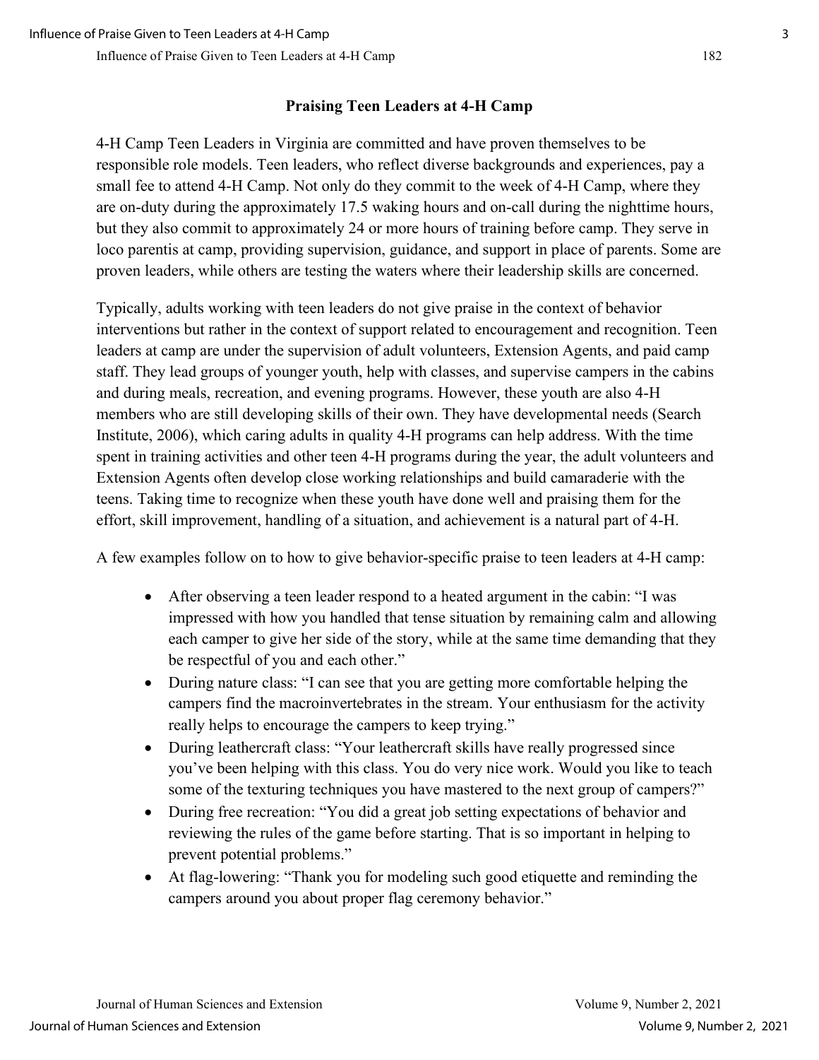## Praising Teen Leaders at 4-H Camp

4-H Camp Teen Leaders in Virginia are committed and have proven themselves to be responsible role models. Teen leaders, who reflect diverse backgrounds and experiences, pay a small fee to attend 4-H Camp. Not only do they commit to the week of 4-H Camp, where they are on-duty during the approximately 17.5 waking hours and on-call during the nighttime hours, but they also commit to approximately 24 or more hours of training before camp. They serve in loco parentis at camp, providing supervision, guidance, and support in place of parents. Some are proven leaders, while others are testing the waters where their leadership skills are concerned.

Typically, adults working with teen leaders do not give praise in the context of behavior interventions but rather in the context of support related to encouragement and recognition. Teen leaders at camp are under the supervision of adult volunteers, Extension Agents, and paid camp staff. They lead groups of younger youth, help with classes, and supervise campers in the cabins and during meals, recreation, and evening programs. However, these youth are also 4-H members who are still developing skills of their own. They have developmental needs (Search Institute, 2006), which caring adults in quality 4-H programs can help address. With the time spent in training activities and other teen 4-H programs during the year, the adult volunteers and Extension Agents often develop close working relationships and build camaraderie with the teens. Taking time to recognize when these youth have done well and praising them for the effort, skill improvement, handling of a situation, and achievement is a natural part of 4-H.

A few examples follow on to how to give behavior-specific praise to teen leaders at 4-H camp:

- After observing a teen leader respond to a heated argument in the cabin: "I was impressed with how you handled that tense situation by remaining calm and allowing each camper to give her side of the story, while at the same time demanding that they be respectful of you and each other."
- During nature class: "I can see that you are getting more comfortable helping the campers find the macroinvertebrates in the stream. Your enthusiasm for the activity really helps to encourage the campers to keep trying."
- During leathercraft class: "Your leathercraft skills have really progressed since you've been helping with this class. You do very nice work. Would you like to teach some of the texturing techniques you have mastered to the next group of campers?"
- During free recreation: "You did a great job setting expectations of behavior and reviewing the rules of the game before starting. That is so important in helping to prevent potential problems."
- At flag-lowering: "Thank you for modeling such good etiquette and reminding the campers around you about proper flag ceremony behavior."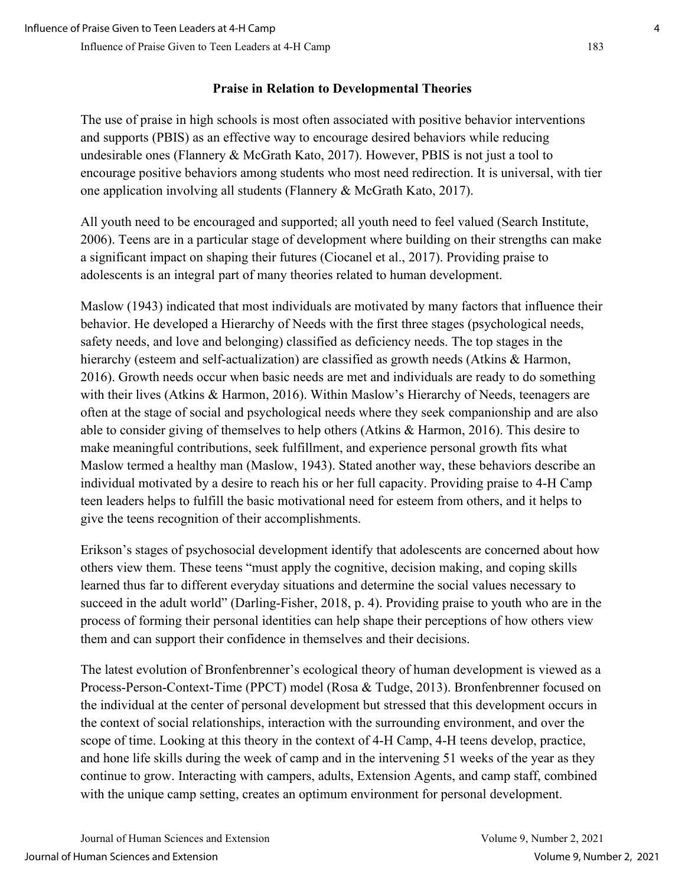## Praise in Relation to Developmental Theories

The use of praise in high schools is most often associated with positive behavior interventions and supports (PBIS) as an effective way to encourage desired behaviors while reducing undesirable ones (Flannery & McGrath Kato, 2017). However, PBIS is not just a tool to encourage positive behaviors among students who most need redirection. It is universal, with tier one application involving all students (Flannery & McGrath Kato, 2017).

All youth need to be encouraged and supported; all youth need to feel valued (Search Institute, 2006). Teens are in a particular stage of development where building on their strengths can make a significant impact on shaping their futures (Ciocanel et al., 2017). Providing praise to adolescents is an integral part of many theories related to human development.

Maslow (1943) indicated that most individuals are motivated by many factors that influence their behavior. He developed a Hierarchy of Needs with the first three stages (psychological needs, safety needs, and love and belonging) classified as deficiency needs. The top stages in the hierarchy (esteem and self-actualization) are classified as growth needs (Atkins & Harmon, 2016). Growth needs occur when basic needs are met and individuals are ready to do something with their lives (Atkins & Harmon, 2016). Within Maslow's Hierarchy of Needs, teenagers are often at the stage of social and psychological needs where they seek companionship and are also able to consider giving of themselves to help others (Atkins & Harmon, 2016). This desire to make meaningful contributions, seek fulfillment, and experience personal growth fits what Maslow termed a healthy man (Maslow, 1943). Stated another way, these behaviors describe an individual motivated by a desire to reach his or her full capacity. Providing praise to 4-H Camp teen leaders helps to fulfill the basic motivational need for esteem from others, and it helps to give the teens recognition of their accomplishments.

Erikson's stages of psychosocial development identify that adolescents are concerned about how others view them. These teens "must apply the cognitive, decision making, and coping skills learned thus far to different everyday situations and determine the social values necessary to succeed in the adult world" (Darling-Fisher, 2018, p. 4). Providing praise to youth who are in the process of forming their personal identities can help shape their perceptions of how others view them and can support their confidence in themselves and their decisions.

The latest evolution of Bronfenbrenner's ecological theory of human development is viewed as a Process-Person-Context-Time (PPCT) model (Rosa & Tudge, 2013). Bronfenbrenner focused on the individual at the center of personal development but stressed that this development occurs in the context of social relationships, interaction with the surrounding environment, and over the scope of time. Looking at this theory in the context of 4-H Camp, 4-H teens develop, practice, and hone life skills during the week of camp and in the intervening 51 weeks of the year as they continue to grow. Interacting with campers, adults, Extension Agents, and camp staff, combined with the unique camp setting, creates an optimum environment for personal development.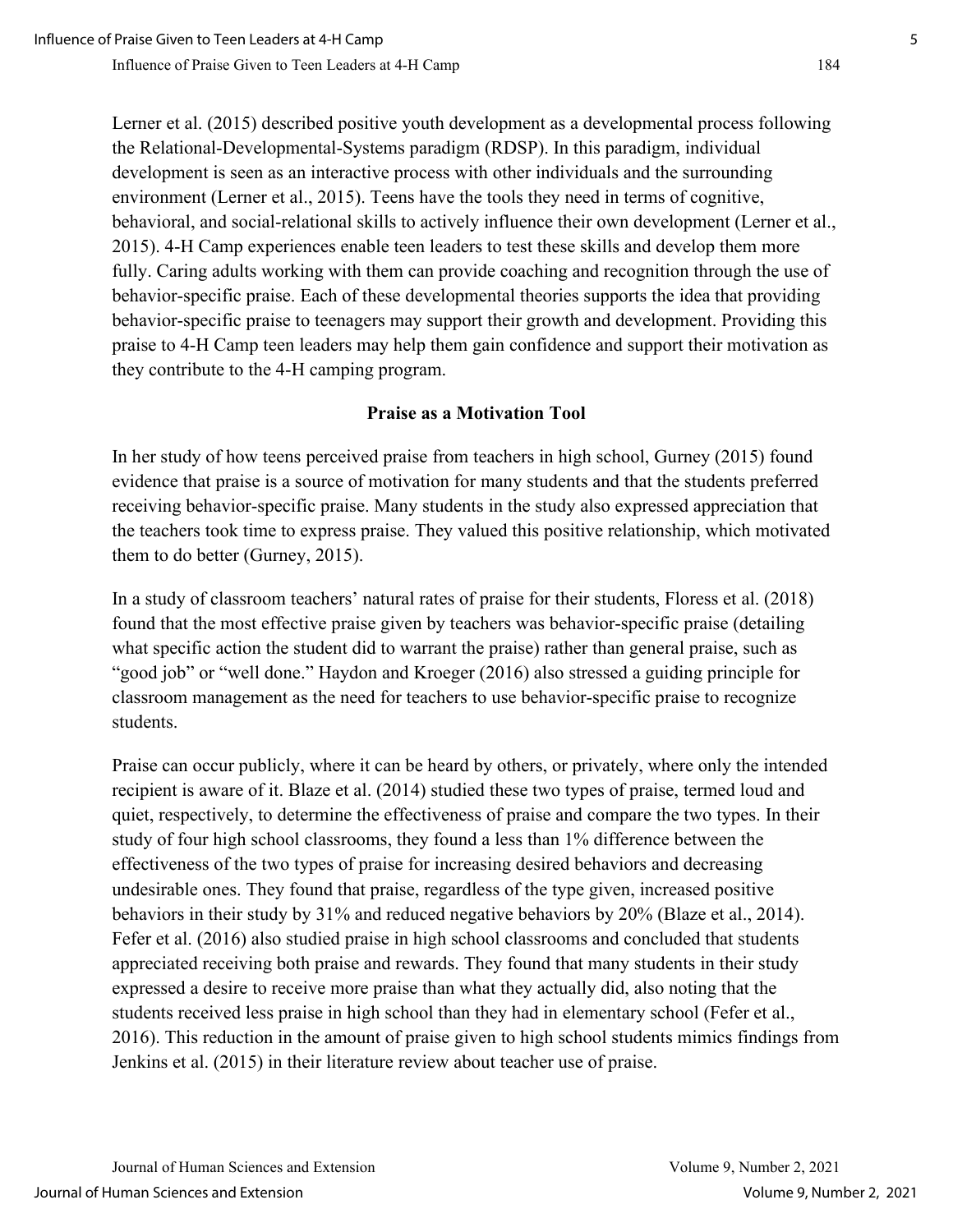Lerner et al. (2015) described positive youth development as a developmental process following the Relational-Developmental-Systems paradigm (RDSP). In this paradigm, individual development is seen as an interactive process with other individuals and the surrounding environment (Lerner et al., 2015). Teens have the tools they need in terms of cognitive, behavioral, and social-relational skills to actively influence their own development (Lerner et al., 2015). 4-H Camp experiences enable teen leaders to test these skills and develop them more fully. Caring adults working with them can provide coaching and recognition through the use of behavior-specific praise. Each of these developmental theories supports the idea that providing behavior-specific praise to teenagers may support their growth and development. Providing this praise to 4-H Camp teen leaders may help them gain confidence and support their motivation as they contribute to the 4-H camping program.

## Praise as a Motivation Tool

In her study of how teens perceived praise from teachers in high school, Gurney (2015) found evidence that praise is a source of motivation for many students and that the students preferred receiving behavior-specific praise. Many students in the study also expressed appreciation that the teachers took time to express praise. They valued this positive relationship, which motivated them to do better (Gurney, 2015).

In a study of classroom teachers' natural rates of praise for their students, Floress et al. (2018) found that the most effective praise given by teachers was behavior-specific praise (detailing what specific action the student did to warrant the praise) rather than general praise, such as "good job" or "well done." Haydon and Kroeger (2016) also stressed a guiding principle for classroom management as the need for teachers to use behavior-specific praise to recognize students.

Praise can occur publicly, where it can be heard by others, or privately, where only the intended recipient is aware of it. Blaze et al. (2014) studied these two types of praise, termed loud and quiet, respectively, to determine the effectiveness of praise and compare the two types. In their study of four high school classrooms, they found a less than 1% difference between the effectiveness of the two types of praise for increasing desired behaviors and decreasing undesirable ones. They found that praise, regardless of the type given, increased positive behaviors in their study by 31% and reduced negative behaviors by 20% (Blaze et al., 2014). Fefer et al. (2016) also studied praise in high school classrooms and concluded that students appreciated receiving both praise and rewards. They found that many students in their study expressed a desire to receive more praise than what they actually did, also noting that the students received less praise in high school than they had in elementary school (Fefer et al., 2016). This reduction in the amount of praise given to high school students mimics findings from Jenkins et al. (2015) in their literature review about teacher use of praise.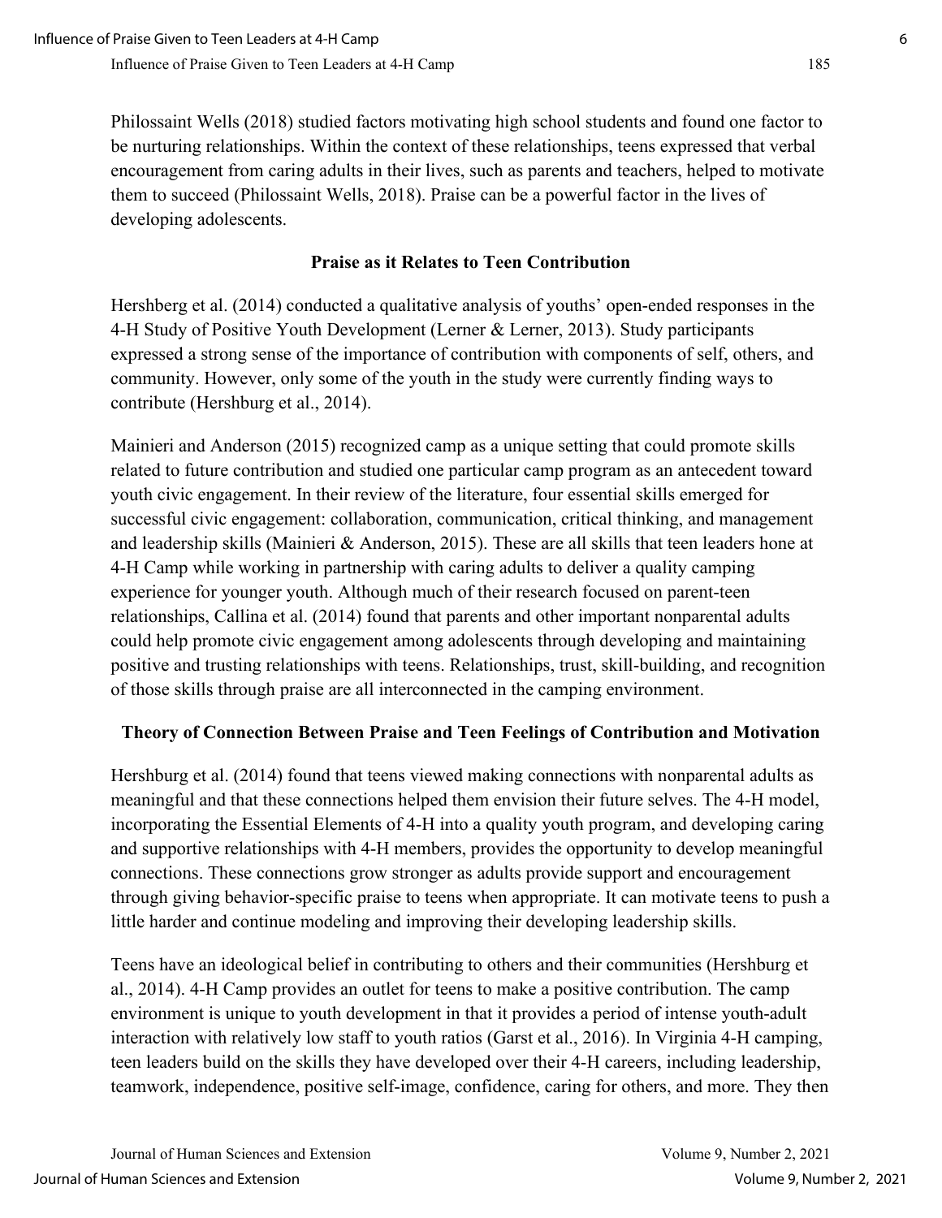Philossaint Wells (2018) studied factors motivating high school students and found one factor to be nurturing relationships. Within the context of these relationships, teens expressed that verbal encouragement from caring adults in their lives, such as parents and teachers, helped to motivate them to succeed (Philossaint Wells, 2018). Praise can be a powerful factor in the lives of developing adolescents.

## Praise as it Relates to Teen Contribution

Hershberg et al. (2014) conducted a qualitative analysis of youths' open-ended responses in the 4-H Study of Positive Youth Development (Lerner & Lerner, 2013). Study participants expressed a strong sense of the importance of contribution with components of self, others, and community. However, only some of the youth in the study were currently finding ways to contribute (Hershburg et al., 2014).

Mainieri and Anderson (2015) recognized camp as a unique setting that could promote skills related to future contribution and studied one particular camp program as an antecedent toward youth civic engagement. In their review of the literature, four essential skills emerged for successful civic engagement: collaboration, communication, critical thinking, and management and leadership skills (Mainieri & Anderson, 2015). These are all skills that teen leaders hone at 4-H Camp while working in partnership with caring adults to deliver a quality camping experience for younger youth. Although much of their research focused on parent-teen relationships, Callina et al. (2014) found that parents and other important nonparental adults could help promote civic engagement among adolescents through developing and maintaining positive and trusting relationships with teens. Relationships, trust, skill-building, and recognition of those skills through praise are all interconnected in the camping environment.

## Theory of Connection Between Praise and Teen Feelings of Contribution and Motivation

Hershburg et al. (2014) found that teens viewed making connections with nonparental adults as meaningful and that these connections helped them envision their future selves. The 4-H model, incorporating the Essential Elements of 4-H into a quality youth program, and developing caring and supportive relationships with 4-H members, provides the opportunity to develop meaningful connections. These connections grow stronger as adults provide support and encouragement through giving behavior-specific praise to teens when appropriate. It can motivate teens to push a little harder and continue modeling and improving their developing leadership skills.

Teens have an ideological belief in contributing to others and their communities (Hershburg et al., 2014). 4-H Camp provides an outlet for teens to make a positive contribution. The camp environment is unique to youth development in that it provides a period of intense youth-adult interaction with relatively low staff to youth ratios (Garst et al., 2016). In Virginia 4-H camping, teen leaders build on the skills they have developed over their 4-H careers, including leadership, teamwork, independence, positive self-image, confidence, caring for others, and more. They then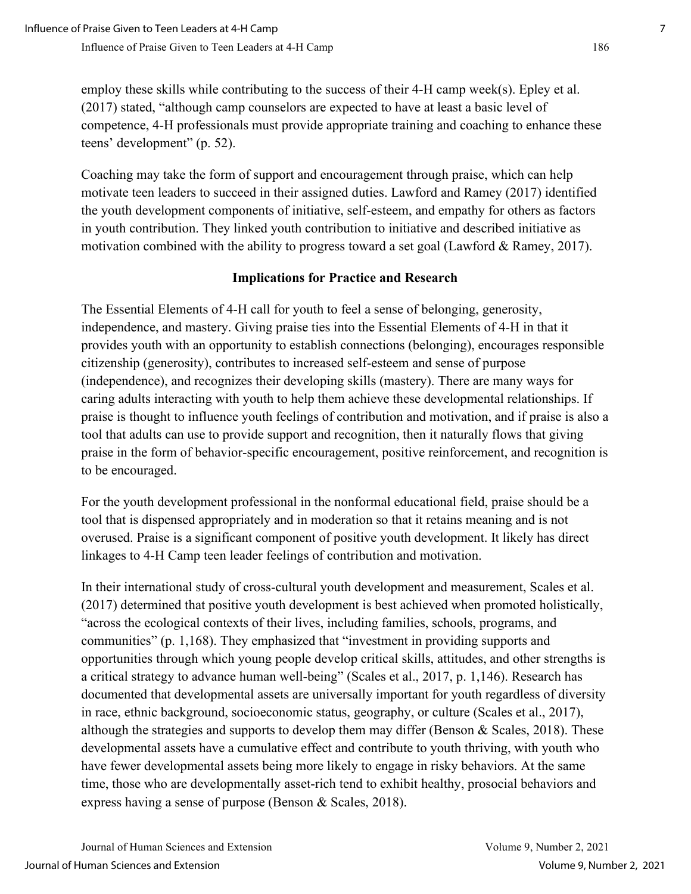employ these skills while contributing to the success of their 4-H camp week(s). Epley et al. (2017) stated, "although camp counselors are expected to have at least a basic level of competence, 4-H professionals must provide appropriate training and coaching to enhance these teens' development" (p. 52).

Coaching may take the form of support and encouragement through praise, which can help motivate teen leaders to succeed in their assigned duties. Lawford and Ramey (2017) identified the youth development components of initiative, self-esteem, and empathy for others as factors in youth contribution. They linked youth contribution to initiative and described initiative as motivation combined with the ability to progress toward a set goal (Lawford & Ramey, 2017).

## Implications for Practice and Research

The Essential Elements of 4-H call for youth to feel a sense of belonging, generosity, independence, and mastery. Giving praise ties into the Essential Elements of 4-H in that it provides youth with an opportunity to establish connections (belonging), encourages responsible citizenship (generosity), contributes to increased self-esteem and sense of purpose (independence), and recognizes their developing skills (mastery). There are many ways for caring adults interacting with youth to help them achieve these developmental relationships. If praise is thought to influence youth feelings of contribution and motivation, and if praise is also a tool that adults can use to provide support and recognition, then it naturally flows that giving praise in the form of behavior-specific encouragement, positive reinforcement, and recognition is to be encouraged.

For the youth development professional in the nonformal educational field, praise should be a tool that is dispensed appropriately and in moderation so that it retains meaning and is not overused. Praise is a significant component of positive youth development. It likely has direct linkages to 4-H Camp teen leader feelings of contribution and motivation.

In their international study of cross-cultural youth development and measurement, Scales et al. (2017) determined that positive youth development is best achieved when promoted holistically, "across the ecological contexts of their lives, including families, schools, programs, and communities" (p. 1,168). They emphasized that "investment in providing supports and opportunities through which young people develop critical skills, attitudes, and other strengths is a critical strategy to advance human well-being" (Scales et al., 2017, p. 1,146). Research has documented that developmental assets are universally important for youth regardless of diversity in race, ethnic background, socioeconomic status, geography, or culture (Scales et al., 2017), although the strategies and supports to develop them may differ (Benson & Scales, 2018). These developmental assets have a cumulative effect and contribute to youth thriving, with youth who have fewer developmental assets being more likely to engage in risky behaviors. At the same time, those who are developmentally asset-rich tend to exhibit healthy, prosocial behaviors and express having a sense of purpose (Benson & Scales, 2018).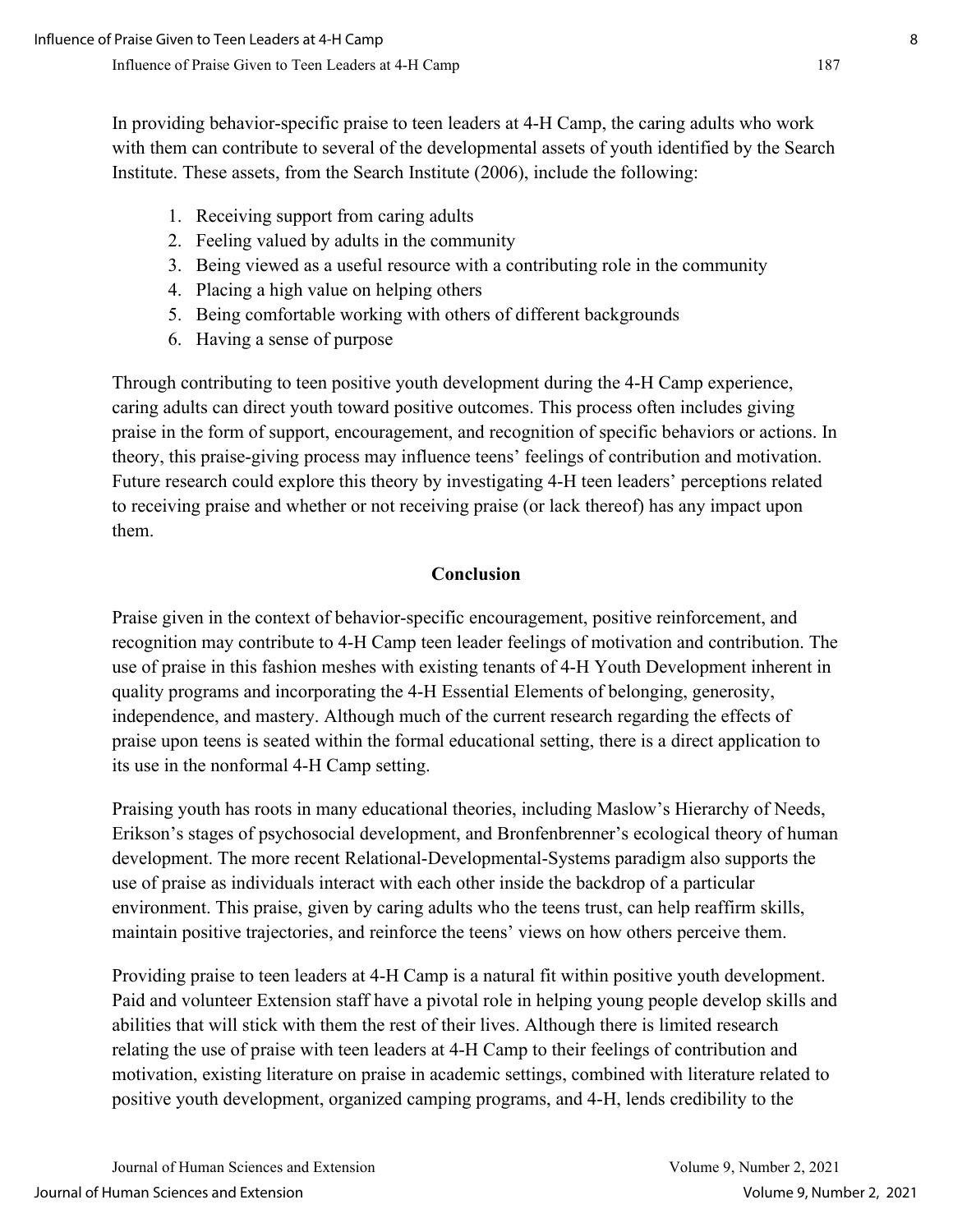In providing behavior-specific praise to teen leaders at 4-H Camp, the caring adults who work with them can contribute to several of the developmental assets of youth identified by the Search Institute. These assets, from the Search Institute (2006), include the following:

1. Receiving support from caring adults
2. Feeling valued by adults in the community
3. Being viewed as a useful resource with a contributing role in the community
4. Placing a high value on helping others
5. Being comfortable working with others of different backgrounds
6. Having a sense of purpose

Through contributing to teen positive youth development during the 4-H Camp experience, caring adults can direct youth toward positive outcomes. This process often includes giving praise in the form of support, encouragement, and recognition of specific behaviors or actions. In theory, this praise-giving process may influence teens' feelings of contribution and motivation. Future research could explore this theory by investigating 4-H teen leaders' perceptions related to receiving praise and whether or not receiving praise (or lack thereof) has any impact upon them.

## Conclusion

Praise given in the context of behavior-specific encouragement, positive reinforcement, and recognition may contribute to 4-H Camp teen leader feelings of motivation and contribution. The use of praise in this fashion meshes with existing tenants of 4-H Youth Development inherent in quality programs and incorporating the 4-H Essential Elements of belonging, generosity, independence, and mastery. Although much of the current research regarding the effects of praise upon teens is seated within the formal educational setting, there is a direct application to its use in the nonformal 4-H Camp setting.

Praising youth has roots in many educational theories, including Maslow's Hierarchy of Needs, Erikson's stages of psychosocial development, and Bronfenbrenner's ecological theory of human development. The more recent Relational-Developmental-Systems paradigm also supports the use of praise as individuals interact with each other inside the backdrop of a particular environment. This praise, given by caring adults who the teens trust, can help reaffirm skills, maintain positive trajectories, and reinforce the teens' views on how others perceive them.

Providing praise to teen leaders at 4-H Camp is a natural fit within positive youth development. Paid and volunteer Extension staff have a pivotal role in helping young people develop skills and abilities that will stick with them the rest of their lives. Although there is limited research relating the use of praise with teen leaders at 4-H Camp to their feelings of contribution and motivation, existing literature on praise in academic settings, combined with literature related to positive youth development, organized camping programs, and 4-H, lends credibility to the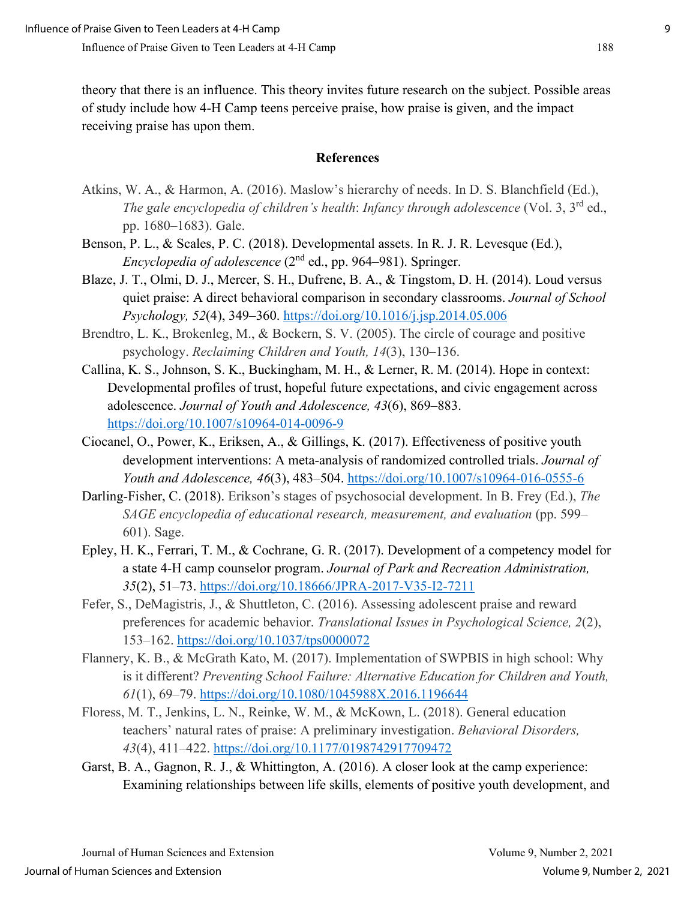theory that there is an influence. This theory invites future research on the subject. Possible areas of study include how 4-H Camp teens perceive praise, how praise is given, and the impact receiving praise has upon them.

## References

Atkins, W. A., & Harmon, A. (2016). Maslow's hierarchy of needs. In D. S. Blanchfield (Ed.), *The gale encyclopedia of children's health*: *Infancy through adolescence* (Vol. 3, 3rd ed., pp. 1680–1683). Gale.

Benson, P. L., & Scales, P. C. (2018). Developmental assets. In R. J. R. Levesque (Ed.), *Encyclopedia of adolescence* (2nd ed., pp. 964–981). Springer.

Blaze, J. T., Olmi, D. J., Mercer, S. H., Dufrene, B. A., & Tingstom, D. H. (2014). Loud versus quiet praise: A direct behavioral comparison in secondary classrooms. *Journal of School Psychology, 52*(4), 349–360. https://doi.org/10.1016/j.jsp.2014.05.006

Brendtro, L. K., Brokenleg, M., & Bockern, S. V. (2005). The circle of courage and positive psychology. *Reclaiming Children and Youth, 14*(3), 130–136.

Callina, K. S., Johnson, S. K., Buckingham, M. H., & Lerner, R. M. (2014). Hope in context: Developmental profiles of trust, hopeful future expectations, and civic engagement across adolescence. *Journal of Youth and Adolescence, 43*(6), 869–883. https://doi.org/10.1007/s10964-014-0096-9

Ciocanel, O., Power, K., Eriksen, A., & Gillings, K. (2017). Effectiveness of positive youth development interventions: A meta-analysis of randomized controlled trials. *Journal of Youth and Adolescence, 46*(3), 483–504. https://doi.org/10.1007/s10964-016-0555-6

Darling-Fisher, C. (2018). Erikson's stages of psychosocial development. In B. Frey (Ed.), *The SAGE encyclopedia of educational research, measurement, and evaluation* (pp. 599–601). Sage.

Epley, H. K., Ferrari, T. M., & Cochrane, G. R. (2017). Development of a competency model for a state 4-H camp counselor program. *Journal of Park and Recreation Administration, 35*(2), 51–73. https://doi.org/10.18666/JPRA-2017-V35-I2-7211

Fefer, S., DeMagistris, J., & Shuttleton, C. (2016). Assessing adolescent praise and reward preferences for academic behavior. *Translational Issues in Psychological Science, 2*(2), 153–162. https://doi.org/10.1037/tps0000072

Flannery, K. B., & McGrath Kato, M. (2017). Implementation of SWPBIS in high school: Why is it different? *Preventing School Failure: Alternative Education for Children and Youth, 61*(1), 69–79. https://doi.org/10.1080/1045988X.2016.1196644

Floress, M. T., Jenkins, L. N., Reinke, W. M., & McKown, L. (2018). General education teachers' natural rates of praise: A preliminary investigation. *Behavioral Disorders, 43*(4), 411–422. https://doi.org/10.1177/0198742917709472

Garst, B. A., Gagnon, R. J., & Whittington, A. (2016). A closer look at the camp experience: Examining relationships between life skills, elements of positive youth development, and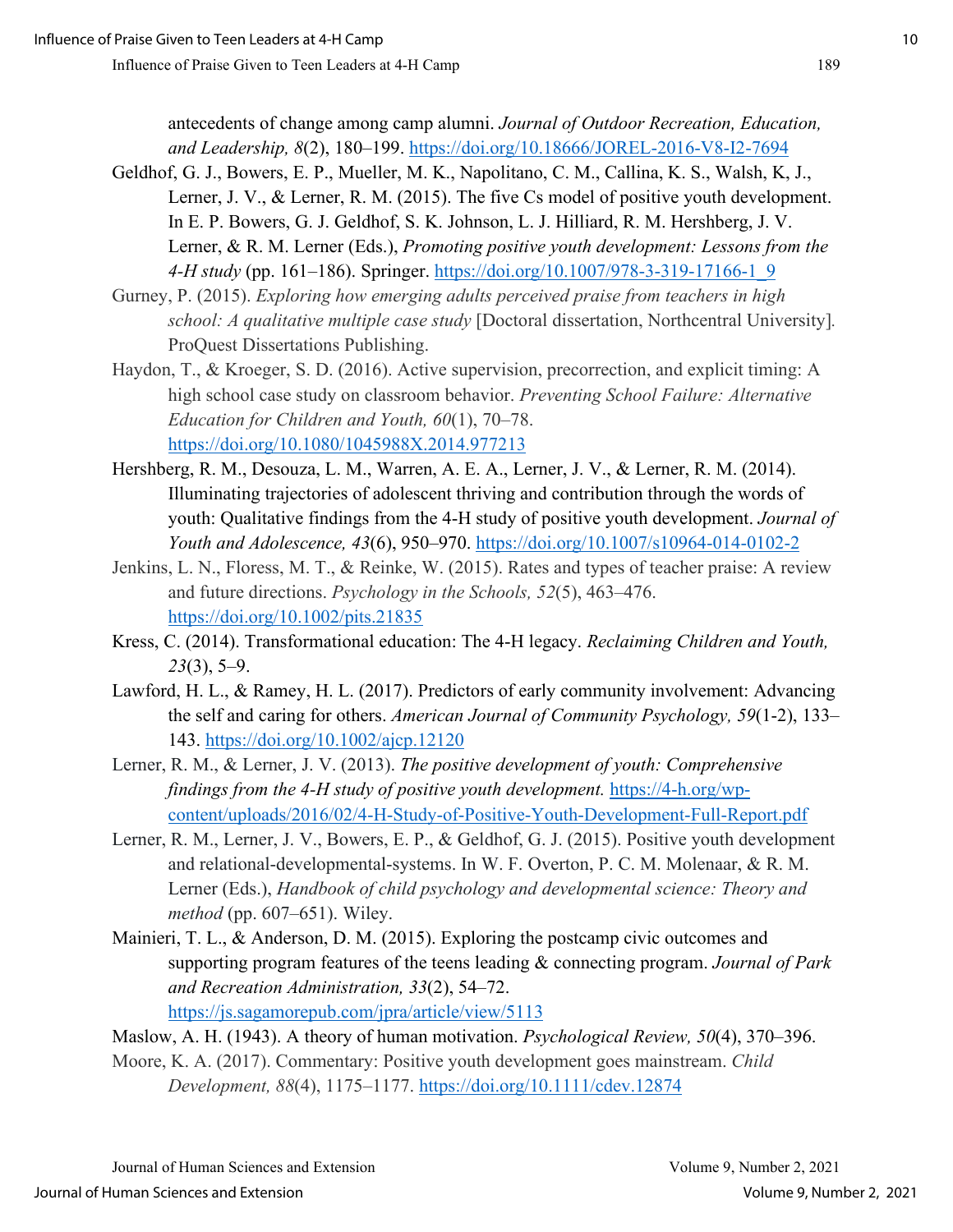antecedents of change among camp alumni. *Journal of Outdoor Recreation, Education, and Leadership, 8*(2), 180–199. https://doi.org/10.18666/JOREL-2016-V8-I2-7694

Geldhof, G. J., Bowers, E. P., Mueller, M. K., Napolitano, C. M., Callina, K. S., Walsh, K, J., Lerner, J. V., & Lerner, R. M. (2015). The five Cs model of positive youth development. In E. P. Bowers, G. J. Geldhof, S. K. Johnson, L. J. Hilliard, R. M. Hershberg, J. V. Lerner, & R. M. Lerner (Eds.), *Promoting positive youth development: Lessons from the 4-H study* (pp. 161–186). Springer. https://doi.org/10.1007/978-3-319-17166-1_9

Gurney, P. (2015). *Exploring how emerging adults perceived praise from teachers in high school: A qualitative multiple case study* [Doctoral dissertation, Northcentral University]. ProQuest Dissertations Publishing.

Haydon, T., & Kroeger, S. D. (2016). Active supervision, precorrection, and explicit timing: A high school case study on classroom behavior. *Preventing School Failure: Alternative Education for Children and Youth, 60*(1), 70–78. https://doi.org/10.1080/1045988X.2014.977213

Hershberg, R. M., Desouza, L. M., Warren, A. E. A., Lerner, J. V., & Lerner, R. M. (2014). Illuminating trajectories of adolescent thriving and contribution through the words of youth: Qualitative findings from the 4-H study of positive youth development. *Journal of Youth and Adolescence, 43*(6), 950–970. https://doi.org/10.1007/s10964-014-0102-2

Jenkins, L. N., Floress, M. T., & Reinke, W. (2015). Rates and types of teacher praise: A review and future directions. *Psychology in the Schools, 52*(5), 463–476. https://doi.org/10.1002/pits.21835

Kress, C. (2014). Transformational education: The 4-H legacy. *Reclaiming Children and Youth, 23*(3), 5–9.

Lawford, H. L., & Ramey, H. L. (2017). Predictors of early community involvement: Advancing the self and caring for others. *American Journal of Community Psychology, 59*(1-2), 133–143. https://doi.org/10.1002/ajcp.12120

Lerner, R. M., & Lerner, J. V. (2013). *The positive development of youth: Comprehensive findings from the 4-H study of positive youth development.* https://4-h.org/wp-content/uploads/2016/02/4-H-Study-of-Positive-Youth-Development-Full-Report.pdf

Lerner, R. M., Lerner, J. V., Bowers, E. P., & Geldhof, G. J. (2015). Positive youth development and relational-developmental-systems. In W. F. Overton, P. C. M. Molenaar, & R. M. Lerner (Eds.), *Handbook of child psychology and developmental science: Theory and method* (pp. 607–651). Wiley.

Mainieri, T. L., & Anderson, D. M. (2015). Exploring the postcamp civic outcomes and supporting program features of the teens leading & connecting program. *Journal of Park and Recreation Administration, 33*(2), 54–72. https://js.sagamorepub.com/jpra/article/view/5113

Maslow, A. H. (1943). A theory of human motivation. *Psychological Review, 50*(4), 370–396.

Moore, K. A. (2017). Commentary: Positive youth development goes mainstream. *Child Development, 88*(4), 1175–1177. https://doi.org/10.1111/cdev.12874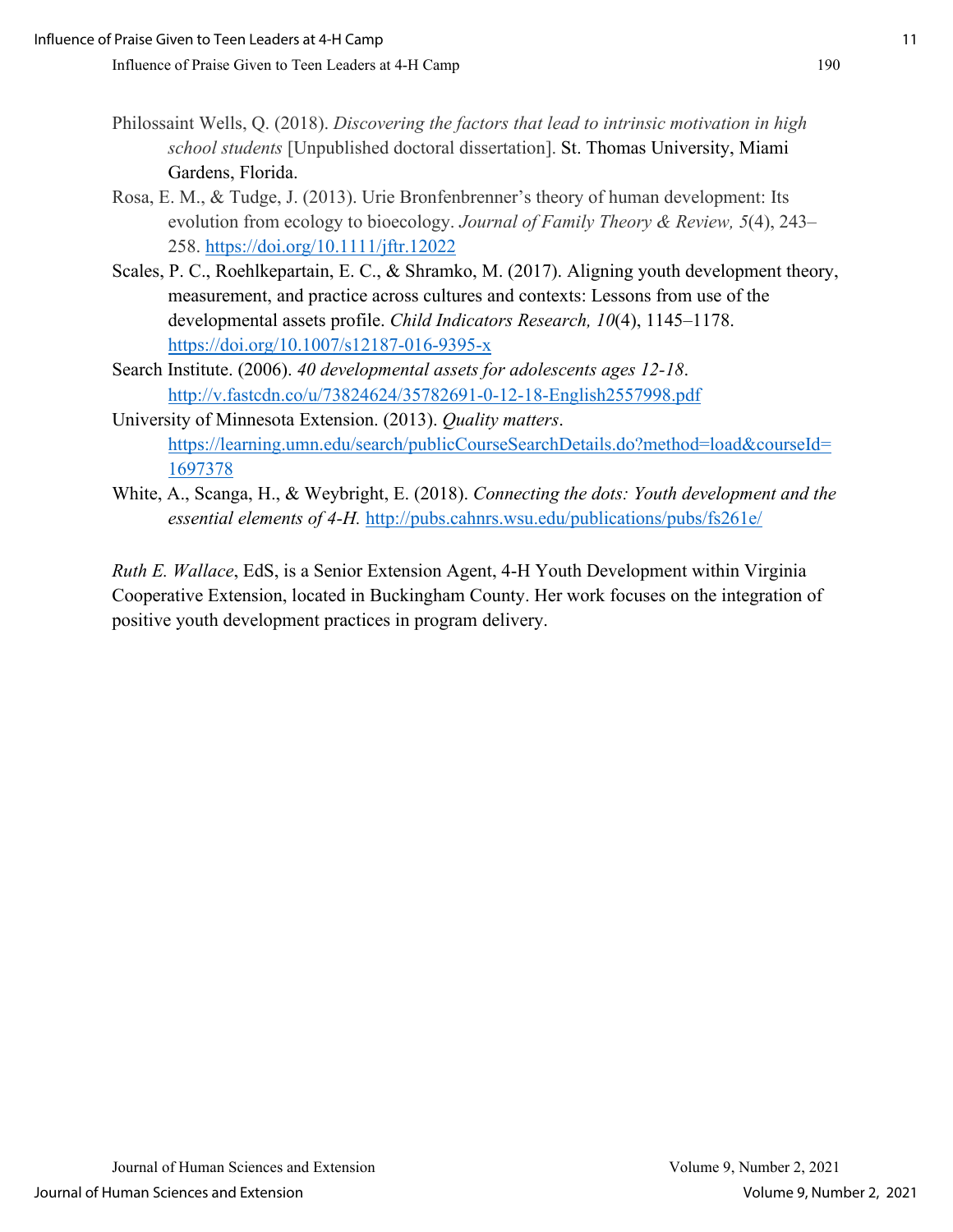Philossaint Wells, Q. (2018). *Discovering the factors that lead to intrinsic motivation in high school students* [Unpublished doctoral dissertation]. St. Thomas University, Miami Gardens, Florida.

Rosa, E. M., & Tudge, J. (2013). Urie Bronfenbrenner's theory of human development: Its evolution from ecology to bioecology. *Journal of Family Theory & Review, 5*(4), 243–258. https://doi.org/10.1111/jftr.12022

Scales, P. C., Roehlkepartain, E. C., & Shramko, M. (2017). Aligning youth development theory, measurement, and practice across cultures and contexts: Lessons from use of the developmental assets profile. *Child Indicators Research, 10*(4), 1145–1178. https://doi.org/10.1007/s12187-016-9395-x

Search Institute. (2006). *40 developmental assets for adolescents ages 12-18*. http://v.fastcdn.co/u/73824624/35782691-0-12-18-English2557998.pdf

University of Minnesota Extension. (2013). *Quality matters*. https://learning.umn.edu/search/publicCourseSearchDetails.do?method=load&courseId=1697378

White, A., Scanga, H., & Weybright, E. (2018). *Connecting the dots: Youth development and the essential elements of 4-H.* http://pubs.cahnrs.wsu.edu/publications/pubs/fs261e/

*Ruth E. Wallace*, EdS, is a Senior Extension Agent, 4-H Youth Development within Virginia Cooperative Extension, located in Buckingham County. Her work focuses on the integration of positive youth development practices in program delivery.